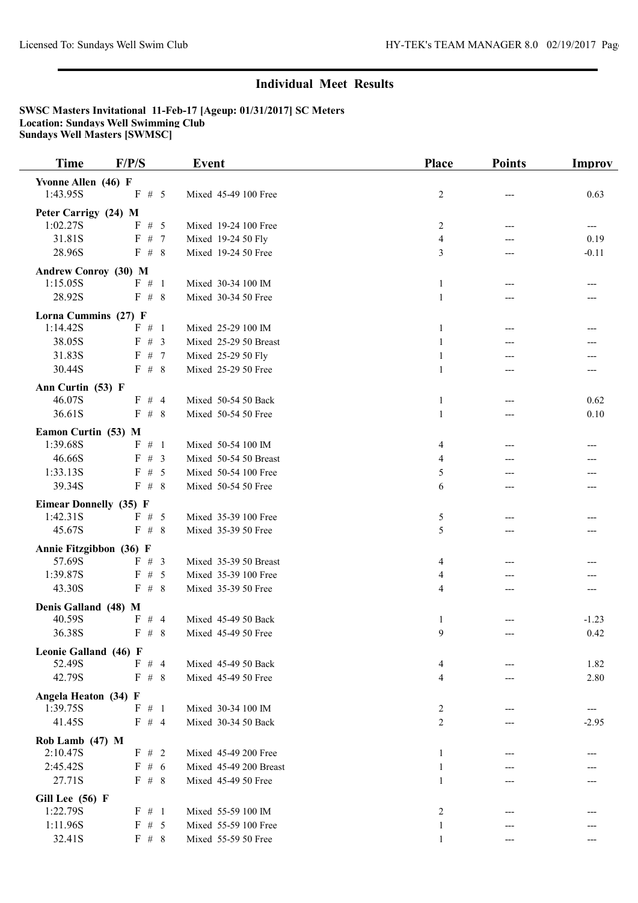## Individual Meet Results

**SWSC Masters Invitational 11-Feb-17 [Ageup: 01/31/2017] SC Meters**
**Location: Sundays Well Swimming Club**
**Sundays Well Masters [SWMSC]**

| Time | F/P/S | Event | Place | Points | Improv |
|---|---|---|---|---|---|
| **Yvonne Allen (46) F** | | | | | |
| 1:43.95S | F # 5 | Mixed 45-49 100 Free | 2 | --- | 0.63 |
| **Peter Carrigy (24) M** | | | | | |
| 1:02.27S | F # 5 | Mixed 19-24 100 Free | 2 | --- | --- |
| 31.81S | F # 7 | Mixed 19-24 50 Fly | 4 | --- | 0.19 |
| 28.96S | F # 8 | Mixed 19-24 50 Free | 3 | --- | -0.11 |
| **Andrew Conroy (30) M** | | | | | |
| 1:15.05S | F # 1 | Mixed 30-34 100 IM | 1 | --- | --- |
| 28.92S | F # 8 | Mixed 30-34 50 Free | 1 | --- | --- |
| **Lorna Cummins (27) F** | | | | | |
| 1:14.42S | F # 1 | Mixed 25-29 100 IM | 1 | --- | --- |
| 38.05S | F # 3 | Mixed 25-29 50 Breast | 1 | --- | --- |
| 31.83S | F # 7 | Mixed 25-29 50 Fly | 1 | --- | --- |
| 30.44S | F # 8 | Mixed 25-29 50 Free | 1 | --- | --- |
| **Ann Curtin (53) F** | | | | | |
| 46.07S | F # 4 | Mixed 50-54 50 Back | 1 | --- | 0.62 |
| 36.61S | F # 8 | Mixed 50-54 50 Free | 1 | --- | 0.10 |
| **Eamon Curtin (53) M** | | | | | |
| 1:39.68S | F # 1 | Mixed 50-54 100 IM | 4 | --- | --- |
| 46.66S | F # 3 | Mixed 50-54 50 Breast | 4 | --- | --- |
| 1:33.13S | F # 5 | Mixed 50-54 100 Free | 5 | --- | --- |
| 39.34S | F # 8 | Mixed 50-54 50 Free | 6 | --- | --- |
| **Eimear Donnelly (35) F** | | | | | |
| 1:42.31S | F # 5 | Mixed 35-39 100 Free | 5 | --- | --- |
| 45.67S | F # 8 | Mixed 35-39 50 Free | 5 | --- | --- |
| **Annie Fitzgibbon (36) F** | | | | | |
| 57.69S | F # 3 | Mixed 35-39 50 Breast | 4 | --- | --- |
| 1:39.87S | F # 5 | Mixed 35-39 100 Free | 4 | --- | --- |
| 43.30S | F # 8 | Mixed 35-39 50 Free | 4 | --- | --- |
| **Denis Galland (48) M** | | | | | |
| 40.59S | F # 4 | Mixed 45-49 50 Back | 1 | --- | -1.23 |
| 36.38S | F # 8 | Mixed 45-49 50 Free | 9 | --- | 0.42 |
| **Leonie Galland (46) F** | | | | | |
| 52.49S | F # 4 | Mixed 45-49 50 Back | 4 | --- | 1.82 |
| 42.79S | F # 8 | Mixed 45-49 50 Free | 4 | --- | 2.80 |
| **Angela Heaton (34) F** | | | | | |
| 1:39.75S | F # 1 | Mixed 30-34 100 IM | 2 | --- | --- |
| 41.45S | F # 4 | Mixed 30-34 50 Back | 2 | --- | -2.95 |
| **Rob Lamb (47) M** | | | | | |
| 2:10.47S | F # 2 | Mixed 45-49 200 Free | 1 | --- | --- |
| 2:45.42S | F # 6 | Mixed 45-49 200 Breast | 1 | --- | --- |
| 27.71S | F # 8 | Mixed 45-49 50 Free | 1 | --- | --- |
| **Gill Lee (56) F** | | | | | |
| 1:22.79S | F # 1 | Mixed 55-59 100 IM | 2 | --- | --- |
| 1:11.96S | F # 5 | Mixed 55-59 100 Free | 1 | --- | --- |
| 32.41S | F # 8 | Mixed 55-59 50 Free | 1 | --- | --- |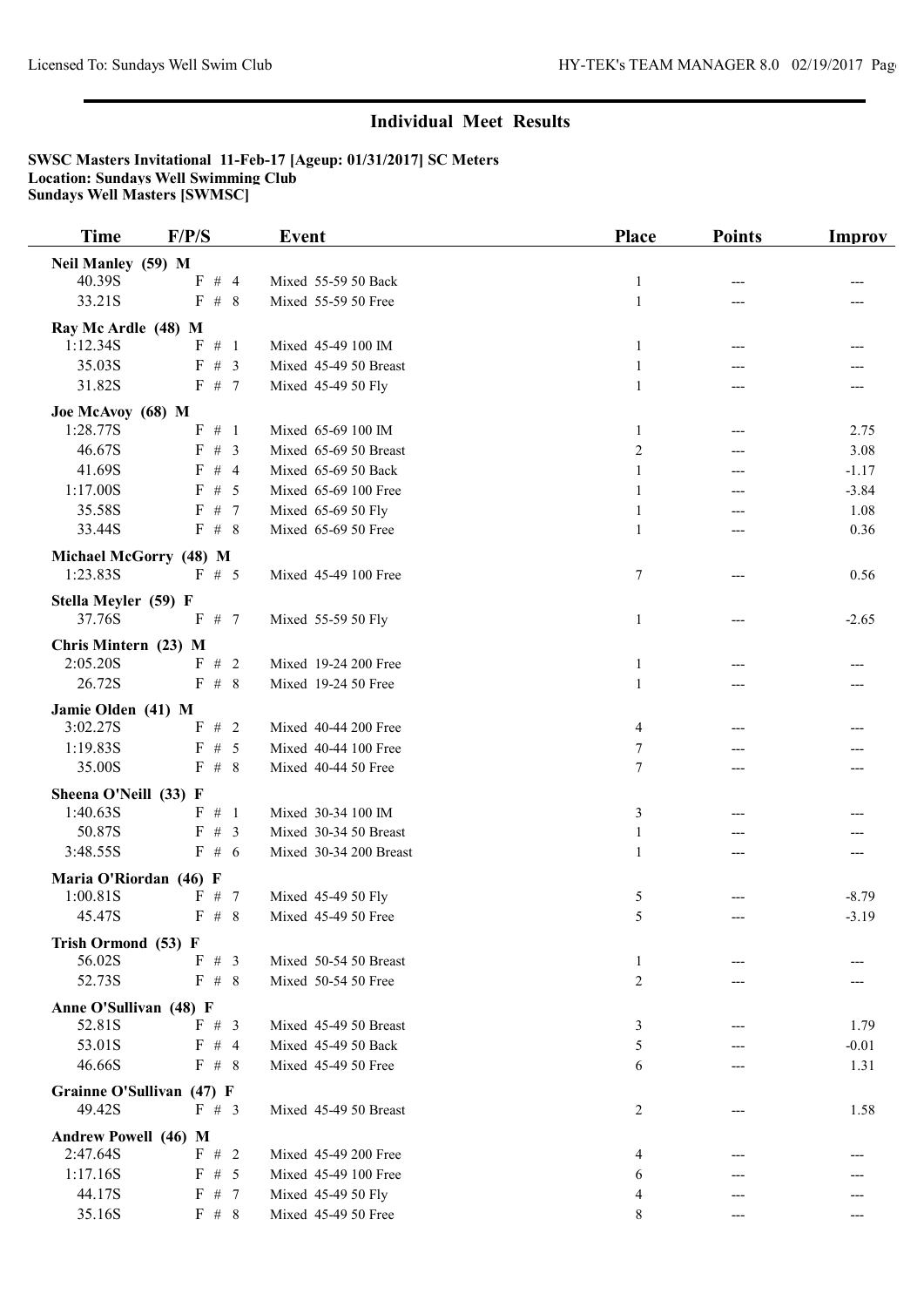# Individual Meet Results

**SWSC Masters Invitational 11-Feb-17 [Ageup: 01/31/2017] SC Meters**
**Location: Sundays Well Swimming Club**
**Sundays Well Masters [SWMSC]**

| Time | F/P/S | Event | Place | Points | Improv |
|---|---|---|---|---|---|
| **Neil Manley (59) M** | | | | | |
| 40.39S | F # 4 | Mixed 55-59 50 Back | 1 | --- | --- |
| 33.21S | F # 8 | Mixed 55-59 50 Free | 1 | --- | --- |
| **Ray Mc Ardle (48) M** | | | | | |
| 1:12.34S | F # 1 | Mixed 45-49 100 IM | 1 | --- | --- |
| 35.03S | F # 3 | Mixed 45-49 50 Breast | 1 | --- | --- |
| 31.82S | F # 7 | Mixed 45-49 50 Fly | 1 | --- | --- |
| **Joe McAvoy (68) M** | | | | | |
| 1:28.77S | F # 1 | Mixed 65-69 100 IM | 1 | --- | 2.75 |
| 46.67S | F # 3 | Mixed 65-69 50 Breast | 2 | --- | 3.08 |
| 41.69S | F # 4 | Mixed 65-69 50 Back | 1 | --- | -1.17 |
| 1:17.00S | F # 5 | Mixed 65-69 100 Free | 1 | --- | -3.84 |
| 35.58S | F # 7 | Mixed 65-69 50 Fly | 1 | --- | 1.08 |
| 33.44S | F # 8 | Mixed 65-69 50 Free | 1 | --- | 0.36 |
| **Michael McGorry (48) M** | | | | | |
| 1:23.83S | F # 5 | Mixed 45-49 100 Free | 7 | --- | 0.56 |
| **Stella Meyler (59) F** | | | | | |
| 37.76S | F # 7 | Mixed 55-59 50 Fly | 1 | --- | -2.65 |
| **Chris Mintern (23) M** | | | | | |
| 2:05.20S | F # 2 | Mixed 19-24 200 Free | 1 | --- | --- |
| 26.72S | F # 8 | Mixed 19-24 50 Free | 1 | --- | --- |
| **Jamie Olden (41) M** | | | | | |
| 3:02.27S | F # 2 | Mixed 40-44 200 Free | 4 | --- | --- |
| 1:19.83S | F # 5 | Mixed 40-44 100 Free | 7 | --- | --- |
| 35.00S | F # 8 | Mixed 40-44 50 Free | 7 | --- | --- |
| **Sheena O'Neill (33) F** | | | | | |
| 1:40.63S | F # 1 | Mixed 30-34 100 IM | 3 | --- | --- |
| 50.87S | F # 3 | Mixed 30-34 50 Breast | 1 | --- | --- |
| 3:48.55S | F # 6 | Mixed 30-34 200 Breast | 1 | --- | --- |
| **Maria O'Riordan (46) F** | | | | | |
| 1:00.81S | F # 7 | Mixed 45-49 50 Fly | 5 | --- | -8.79 |
| 45.47S | F # 8 | Mixed 45-49 50 Free | 5 | --- | -3.19 |
| **Trish Ormond (53) F** | | | | | |
| 56.02S | F # 3 | Mixed 50-54 50 Breast | 1 | --- | --- |
| 52.73S | F # 8 | Mixed 50-54 50 Free | 2 | --- | --- |
| **Anne O'Sullivan (48) F** | | | | | |
| 52.81S | F # 3 | Mixed 45-49 50 Breast | 3 | --- | 1.79 |
| 53.01S | F # 4 | Mixed 45-49 50 Back | 5 | --- | -0.01 |
| 46.66S | F # 8 | Mixed 45-49 50 Free | 6 | --- | 1.31 |
| **Grainne O'Sullivan (47) F** | | | | | |
| 49.42S | F # 3 | Mixed 45-49 50 Breast | 2 | --- | 1.58 |
| **Andrew Powell (46) M** | | | | | |
| 2:47.64S | F # 2 | Mixed 45-49 200 Free | 4 | --- | --- |
| 1:17.16S | F # 5 | Mixed 45-49 100 Free | 6 | --- | --- |
| 44.17S | F # 7 | Mixed 45-49 50 Fly | 4 | --- | --- |
| 35.16S | F # 8 | Mixed 45-49 50 Free | 8 | --- | --- |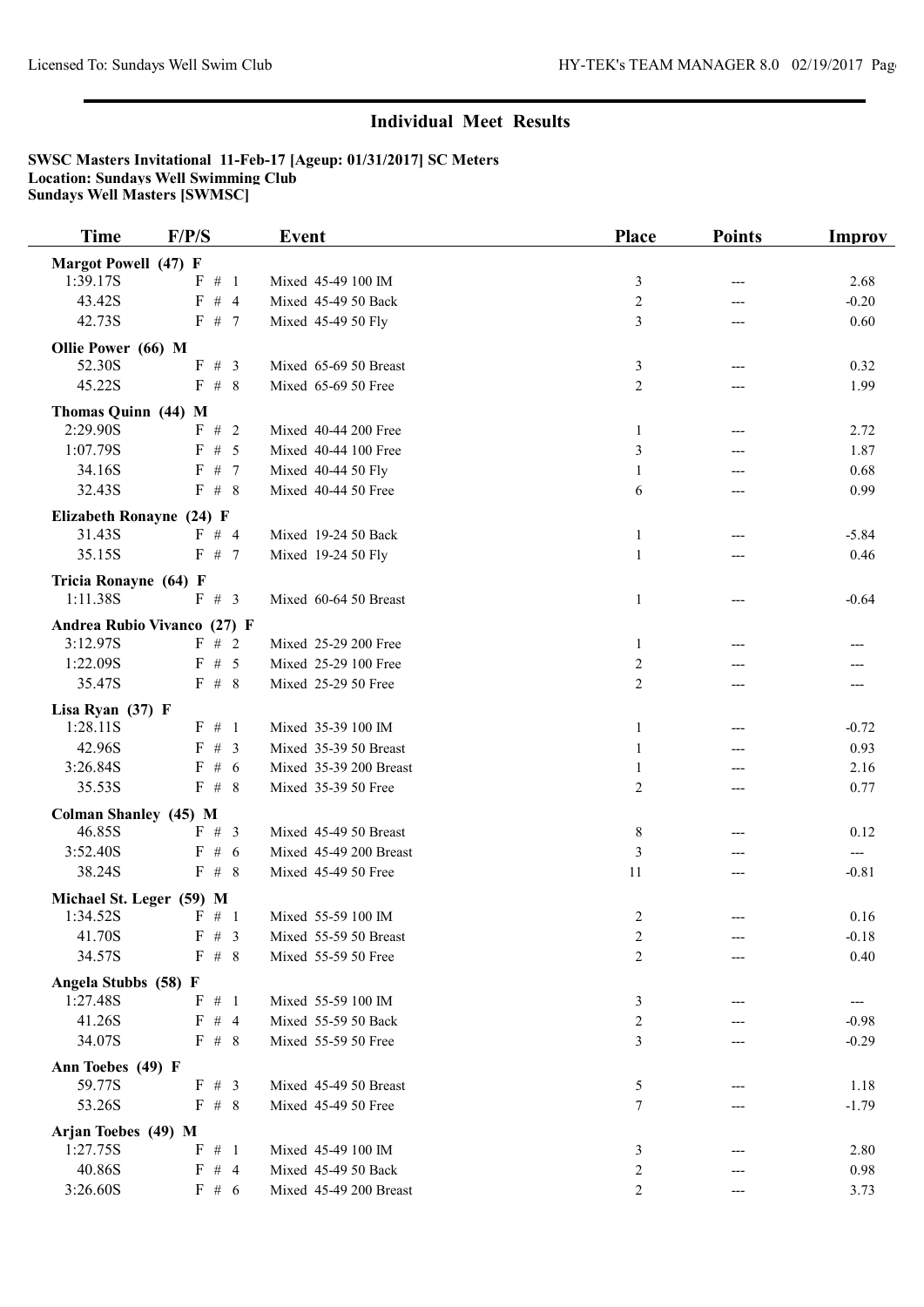## Individual Meet Results

**SWSC Masters Invitational 11-Feb-17 [Ageup: 01/31/2017] SC Meters**
**Location: Sundays Well Swimming Club**
**Sundays Well Masters [SWMSC]**

| Time | F/P/S | Event | Place | Points | Improv |
|---|---|---|---|---|---|
| **Margot Powell (47) F** | | | | | |
| 1:39.17S | F # 1 | Mixed 45-49 100 IM | 3 | --- | 2.68 |
| 43.42S | F # 4 | Mixed 45-49 50 Back | 2 | --- | -0.20 |
| 42.73S | F # 7 | Mixed 45-49 50 Fly | 3 | --- | 0.60 |
| **Ollie Power (66) M** | | | | | |
| 52.30S | F # 3 | Mixed 65-69 50 Breast | 3 | --- | 0.32 |
| 45.22S | F # 8 | Mixed 65-69 50 Free | 2 | --- | 1.99 |
| **Thomas Quinn (44) M** | | | | | |
| 2:29.90S | F # 2 | Mixed 40-44 200 Free | 1 | --- | 2.72 |
| 1:07.79S | F # 5 | Mixed 40-44 100 Free | 3 | --- | 1.87 |
| 34.16S | F # 7 | Mixed 40-44 50 Fly | 1 | --- | 0.68 |
| 32.43S | F # 8 | Mixed 40-44 50 Free | 6 | --- | 0.99 |
| **Elizabeth Ronayne (24) F** | | | | | |
| 31.43S | F # 4 | Mixed 19-24 50 Back | 1 | --- | -5.84 |
| 35.15S | F # 7 | Mixed 19-24 50 Fly | 1 | --- | 0.46 |
| **Tricia Ronayne (64) F** | | | | | |
| 1:11.38S | F # 3 | Mixed 60-64 50 Breast | 1 | --- | -0.64 |
| **Andrea Rubio Vivanco (27) F** | | | | | |
| 3:12.97S | F # 2 | Mixed 25-29 200 Free | 1 | --- | --- |
| 1:22.09S | F # 5 | Mixed 25-29 100 Free | 2 | --- | --- |
| 35.47S | F # 8 | Mixed 25-29 50 Free | 2 | --- | --- |
| **Lisa Ryan (37) F** | | | | | |
| 1:28.11S | F # 1 | Mixed 35-39 100 IM | 1 | --- | -0.72 |
| 42.96S | F # 3 | Mixed 35-39 50 Breast | 1 | --- | 0.93 |
| 3:26.84S | F # 6 | Mixed 35-39 200 Breast | 1 | --- | 2.16 |
| 35.53S | F # 8 | Mixed 35-39 50 Free | 2 | --- | 0.77 |
| **Colman Shanley (45) M** | | | | | |
| 46.85S | F # 3 | Mixed 45-49 50 Breast | 8 | --- | 0.12 |
| 3:52.40S | F # 6 | Mixed 45-49 200 Breast | 3 | --- | --- |
| 38.24S | F # 8 | Mixed 45-49 50 Free | 11 | --- | -0.81 |
| **Michael St. Leger (59) M** | | | | | |
| 1:34.52S | F # 1 | Mixed 55-59 100 IM | 2 | --- | 0.16 |
| 41.70S | F # 3 | Mixed 55-59 50 Breast | 2 | --- | -0.18 |
| 34.57S | F # 8 | Mixed 55-59 50 Free | 2 | --- | 0.40 |
| **Angela Stubbs (58) F** | | | | | |
| 1:27.48S | F # 1 | Mixed 55-59 100 IM | 3 | --- | --- |
| 41.26S | F # 4 | Mixed 55-59 50 Back | 2 | --- | -0.98 |
| 34.07S | F # 8 | Mixed 55-59 50 Free | 3 | --- | -0.29 |
| **Ann Toebes (49) F** | | | | | |
| 59.77S | F # 3 | Mixed 45-49 50 Breast | 5 | --- | 1.18 |
| 53.26S | F # 8 | Mixed 45-49 50 Free | 7 | --- | -1.79 |
| **Arjan Toebes (49) M** | | | | | |
| 1:27.75S | F # 1 | Mixed 45-49 100 IM | 3 | --- | 2.80 |
| 40.86S | F # 4 | Mixed 45-49 50 Back | 2 | --- | 0.98 |
| 3:26.60S | F # 6 | Mixed 45-49 200 Breast | 2 | --- | 3.73 |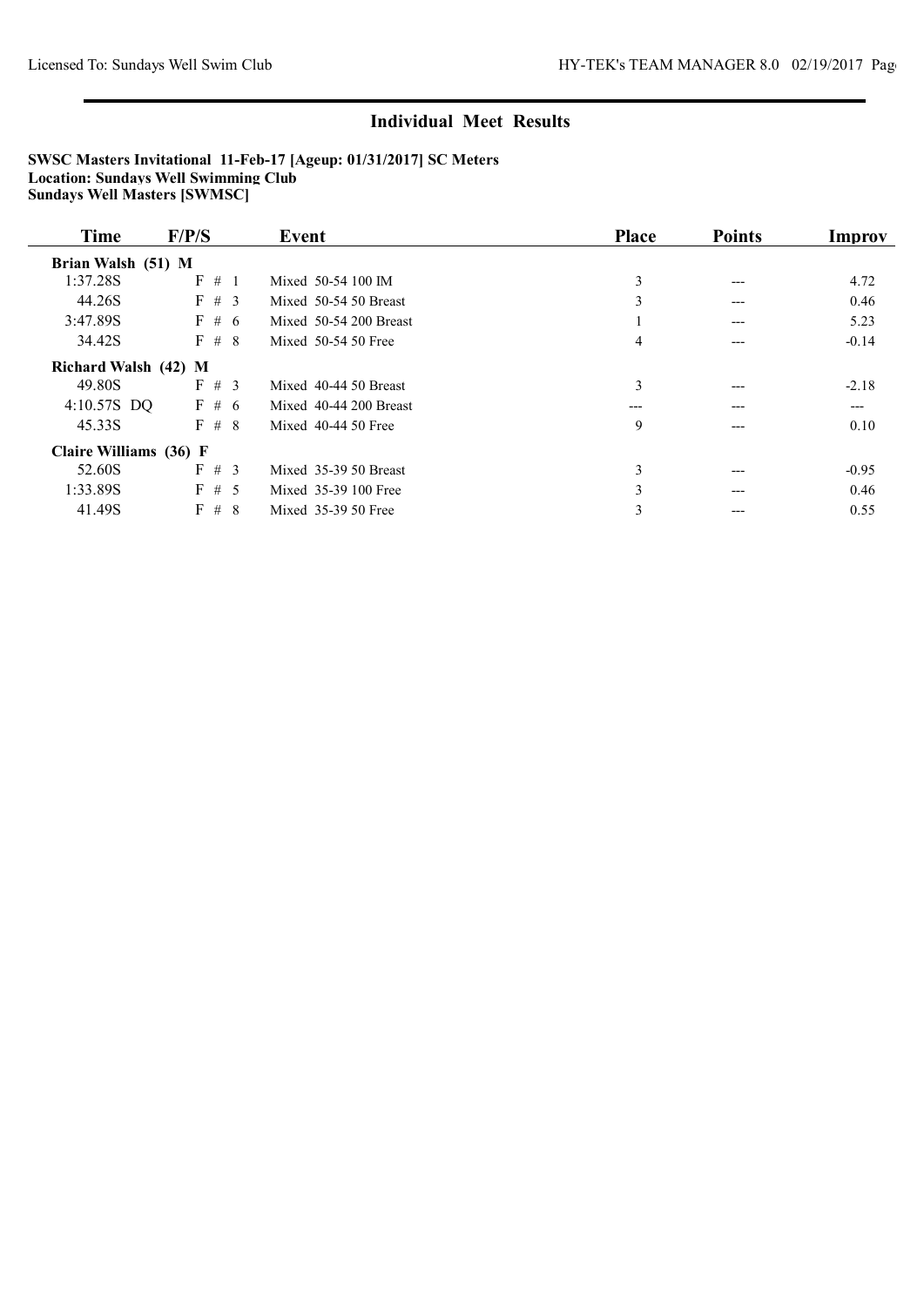## Individual Meet Results

**SWSC Masters Invitational 11-Feb-17 [Ageup: 01/31/2017] SC Meters**
**Location: Sundays Well Swimming Club**
**Sundays Well Masters [SWMSC]**

| Time | F/P/S | Event | Place | Points | Improv |
| --- | --- | --- | --- | --- | --- |
| **Brian Walsh (51) M** | | | | | |
| 1:37.28S | F # 1 | Mixed 50-54 100 IM | 3 | --- | 4.72 |
| 44.26S | F # 3 | Mixed 50-54 50 Breast | 3 | --- | 0.46 |
| 3:47.89S | F # 6 | Mixed 50-54 200 Breast | 1 | --- | 5.23 |
| 34.42S | F # 8 | Mixed 50-54 50 Free | 4 | --- | -0.14 |
| **Richard Walsh (42) M** | | | | | |
| 49.80S | F # 3 | Mixed 40-44 50 Breast | 3 | --- | -2.18 |
| 4:10.57S DQ | F # 6 | Mixed 40-44 200 Breast | --- | --- | --- |
| 45.33S | F # 8 | Mixed 40-44 50 Free | 9 | --- | 0.10 |
| **Claire Williams (36) F** | | | | | |
| 52.60S | F # 3 | Mixed 35-39 50 Breast | 3 | --- | -0.95 |
| 1:33.89S | F # 5 | Mixed 35-39 100 Free | 3 | --- | 0.46 |
| 41.49S | F # 8 | Mixed 35-39 50 Free | 3 | --- | 0.55 |